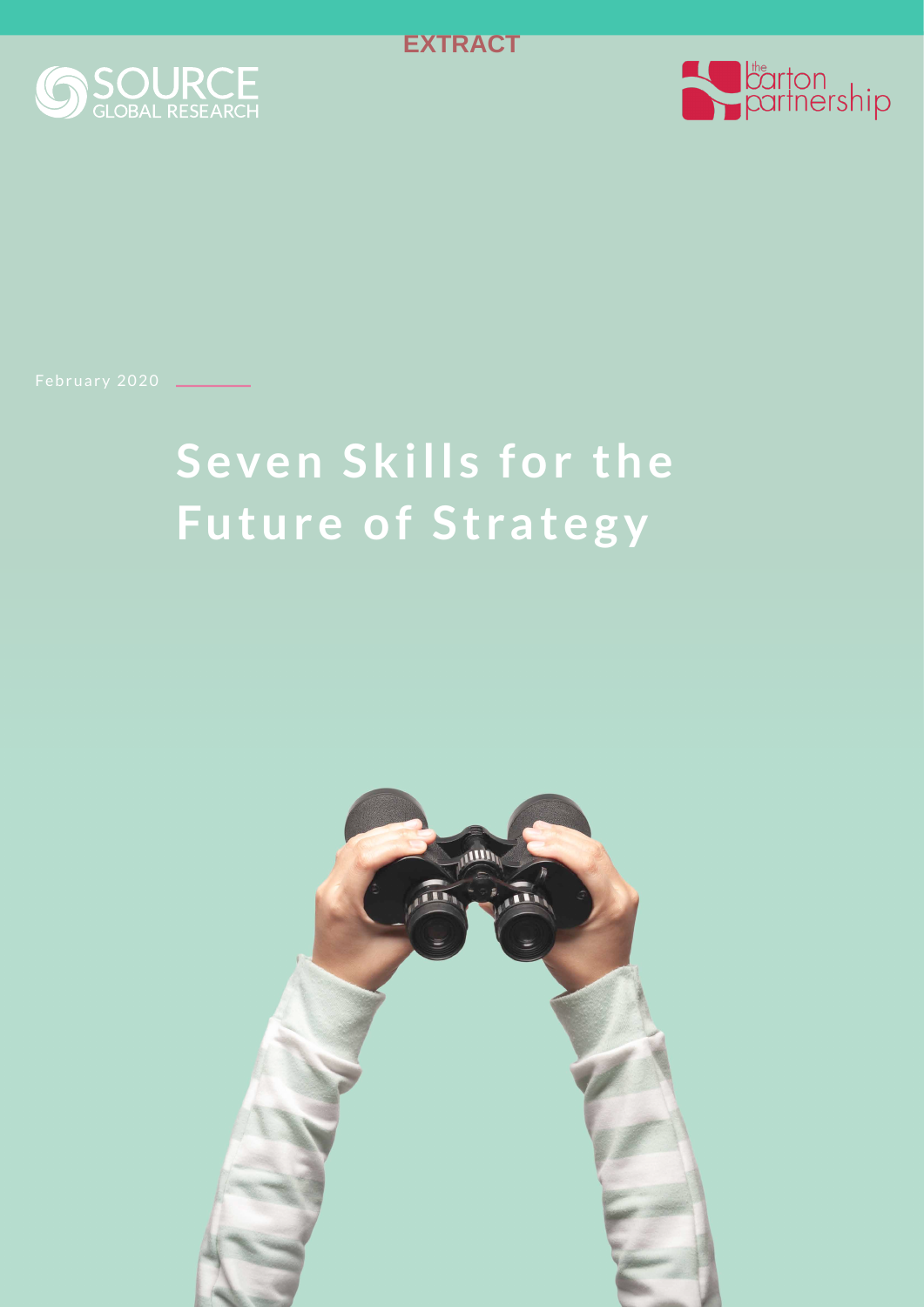EXTRACT

SOURCE GLOBAL RESEARCH

the barton partnership

February 2020

# Seven Skills for the Future of Strategy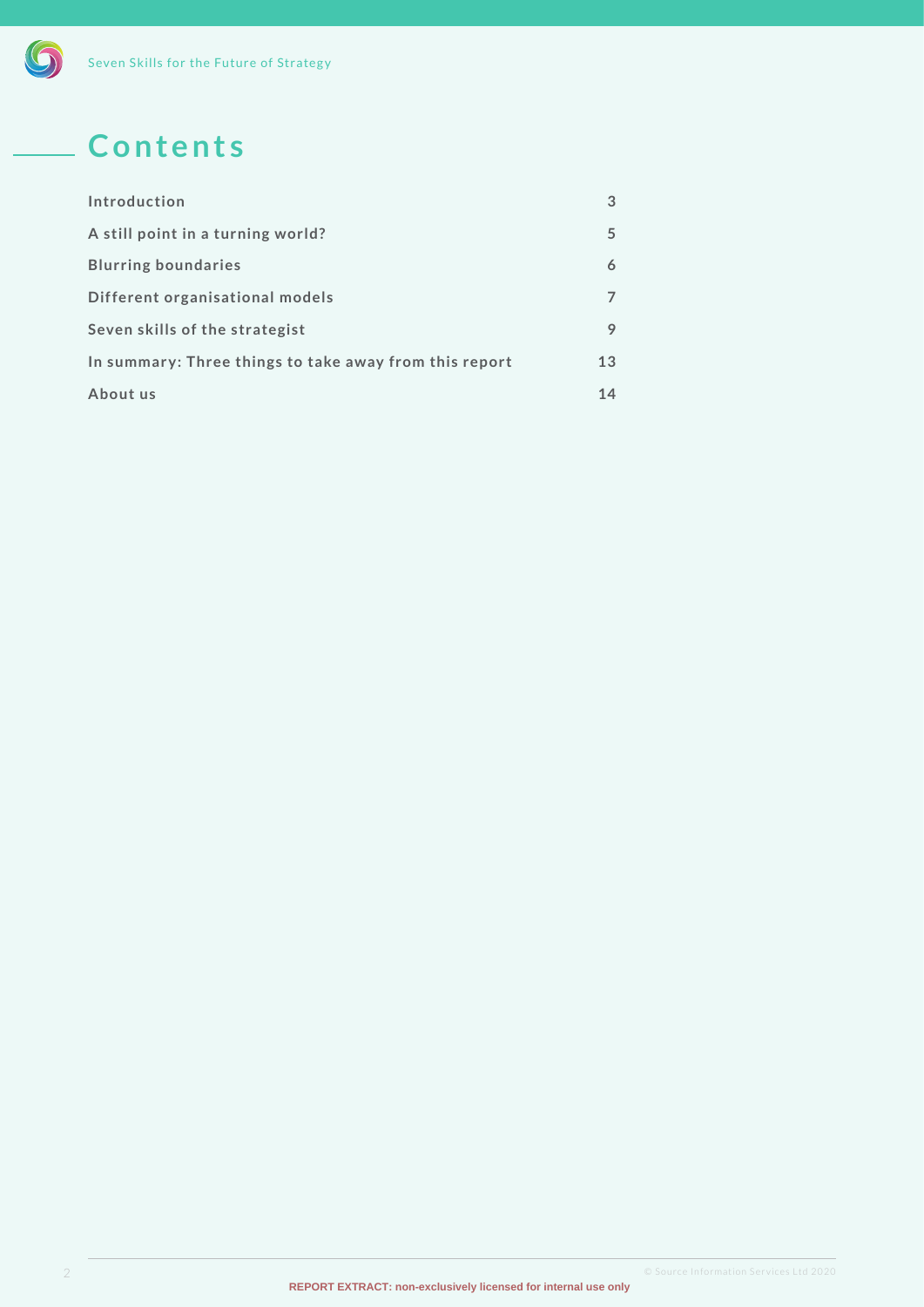# Contents

| | |
|---|---|
| **Introduction** | **3** |
| **A still point in a turning world?** | **5** |
| **Blurring boundaries** | **6** |
| **Different organisational models** | **7** |
| **Seven skills of the strategist** | **9** |
| **In summary: Three things to take away from this report** | **13** |
| **About us** | **14** |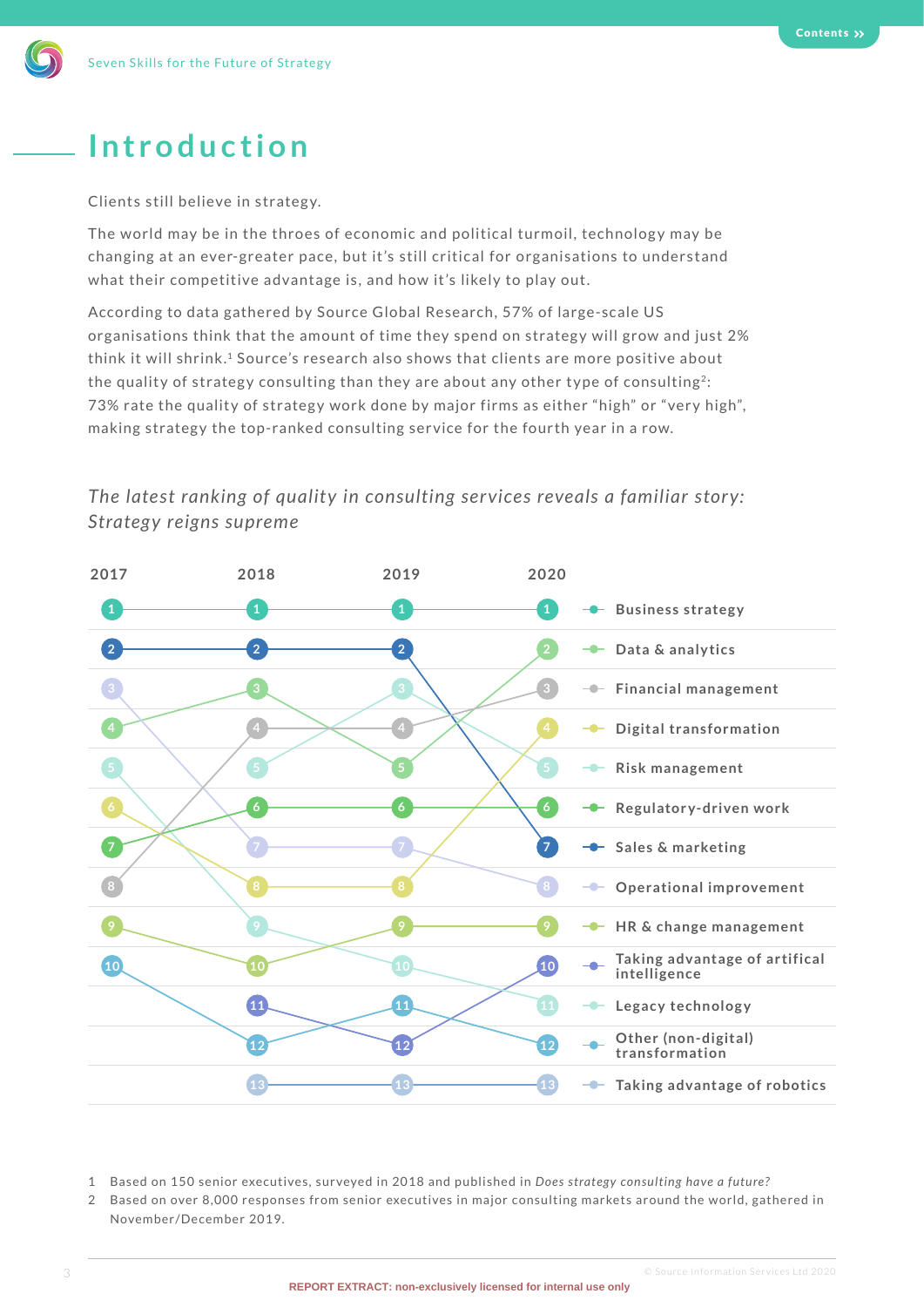# Introduction

Clients still believe in strategy.

The world may be in the throes of economic and political turmoil, technology may be changing at an ever-greater pace, but it's still critical for organisations to understand what their competitive advantage is, and how it's likely to play out.

According to data gathered by Source Global Research, 57% of large-scale US organisations think that the amount of time they spend on strategy will grow and just 2% think it will shrink.[1] Source's research also shows that clients are more positive about the quality of strategy consulting than they are about any other type of consulting[2]: 73% rate the quality of strategy work done by major firms as either "high" or "very high", making strategy the top-ranked consulting service for the fourth year in a row.

*The latest ranking of quality in consulting services reveals a familiar story: Strategy reigns supreme*

| Service | 2017 | 2018 | 2019 | 2020 |
|---|---|---|---|---|
| Business strategy | 1 | 1 | 1 | 1 |
| Data & analytics | 4 | 3 | 5 | 2 |
| Financial management | 8 | 4 | 4 | 3 |
| Digital transformation | 6 | 8 | 8 | 4 |
| Risk management | | 5 | 3 | 5 |
| Regulatory-driven work | 7 | 6 | 6 | 6 |
| Sales & marketing | 2 | 2 | 2 | 7 |
| Operational improvement | 3 | 7 | 7 | 8 |
| HR & change management | 9 | 10 | 9 | 9 |
| Taking advantage of artifical intelligence | | 11 | 12 | 10 |
| Legacy technology | 5 | 9 | 10 | 11 |
| Other (non-digital) transformation | 10 | 12 | 11 | 12 |
| Taking advantage of robotics | | 13 | 13 | 13 |

1 Based on 150 senior executives, surveyed in 2018 and published in *Does strategy consulting have a future?*

2 Based on over 8,000 responses from senior executives in major consulting markets around the world, gathered in November/December 2019.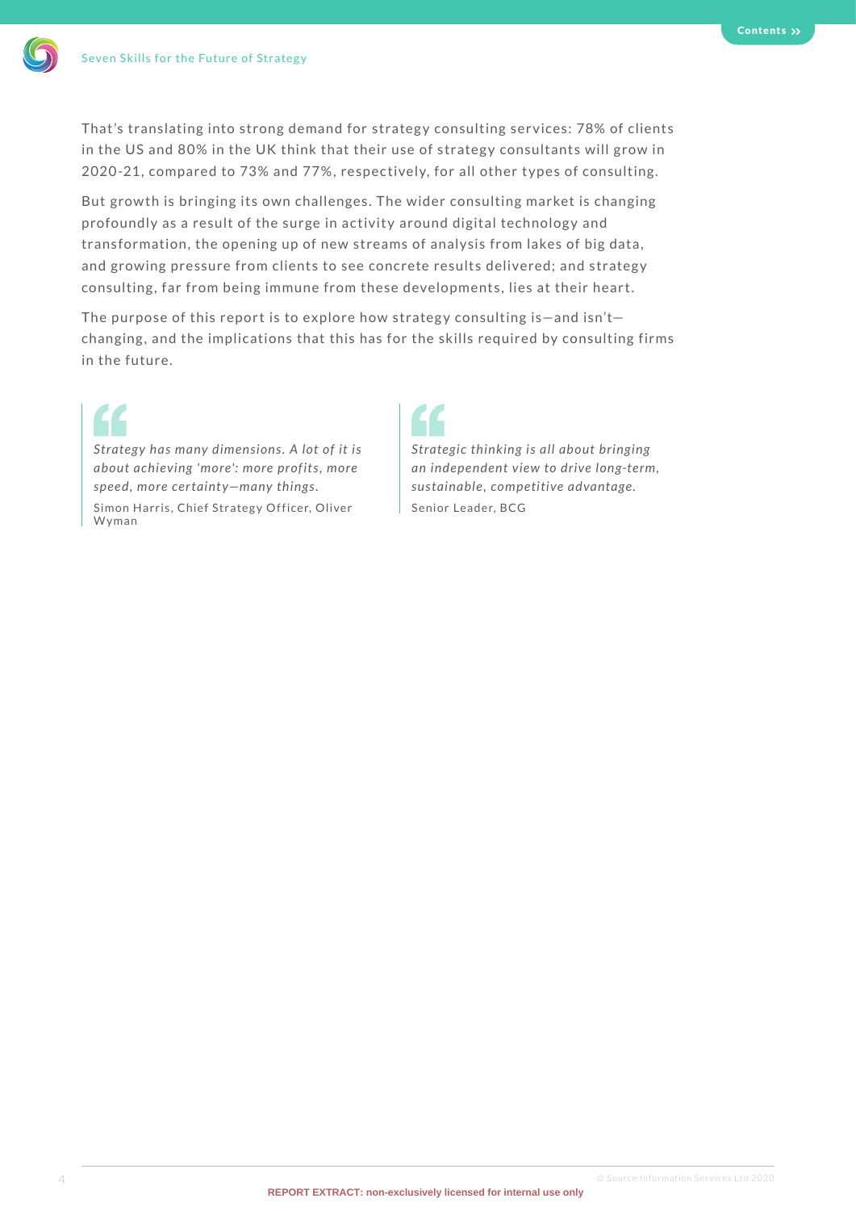That's translating into strong demand for strategy consulting services: 78% of clients in the US and 80% in the UK think that their use of strategy consultants will grow in 2020-21, compared to 73% and 77%, respectively, for all other types of consulting.

But growth is bringing its own challenges. The wider consulting market is changing profoundly as a result of the surge in activity around digital technology and transformation, the opening up of new streams of analysis from lakes of big data, and growing pressure from clients to see concrete results delivered; and strategy consulting, far from being immune from these developments, lies at their heart.

The purpose of this report is to explore how strategy consulting is—and isn't—changing, and the implications that this has for the skills required by consulting firms in the future.

> *Strategy has many dimensions. A lot of it is about achieving 'more': more profits, more speed, more certainty—many things.*
>
> Simon Harris, Chief Strategy Officer, Oliver Wyman

> *Strategic thinking is all about bringing an independent view to drive long-term, sustainable, competitive advantage.*
>
> Senior Leader, BCG

REPORT EXTRACT: non-exclusively licensed for internal use only